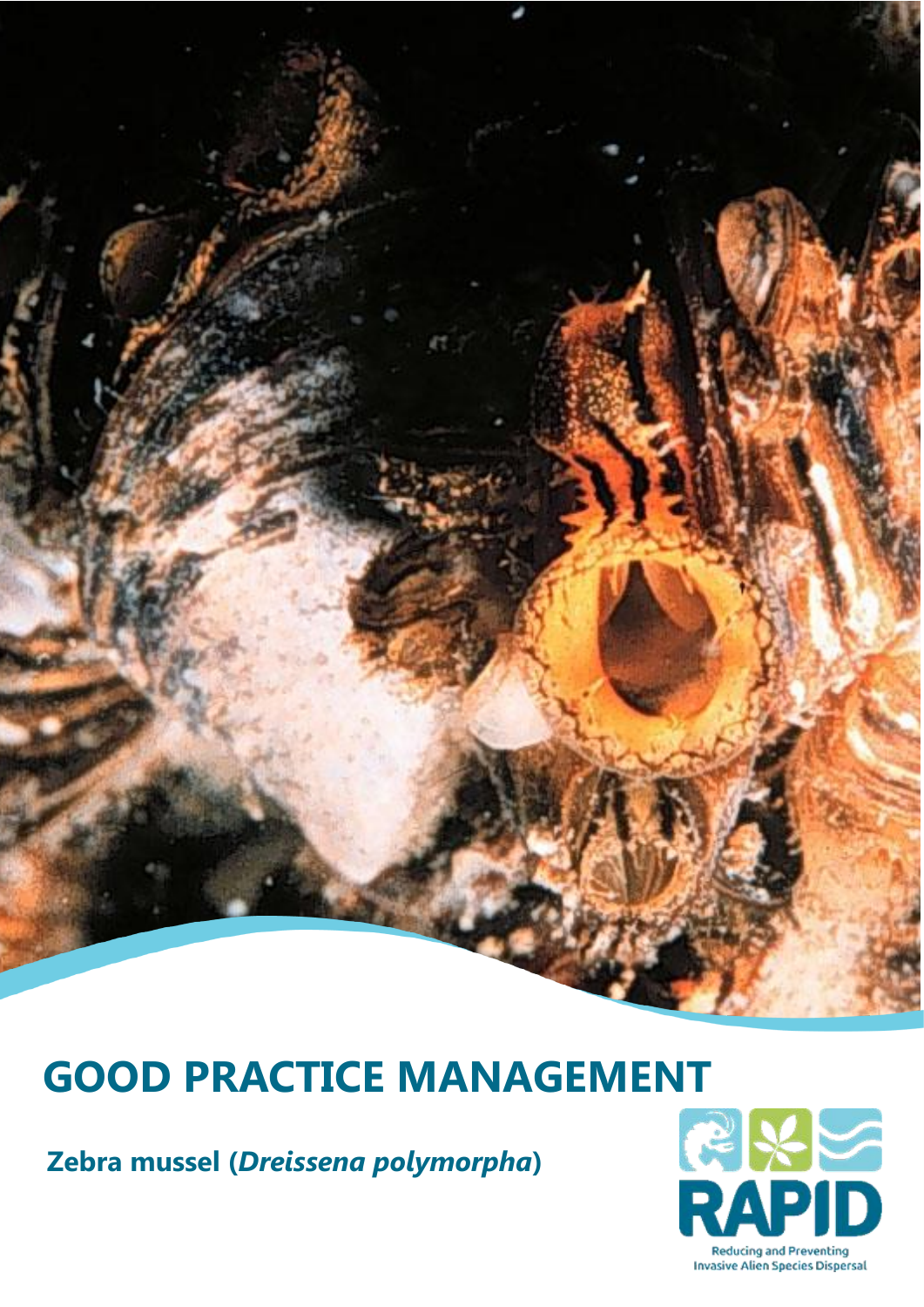# GOOD PRACTICE MANAGEMENT

**Zebra mussel (*Dreissena polymorpha*)**

RAPID

Reducing and Preventing Invasive Alien Species Dispersal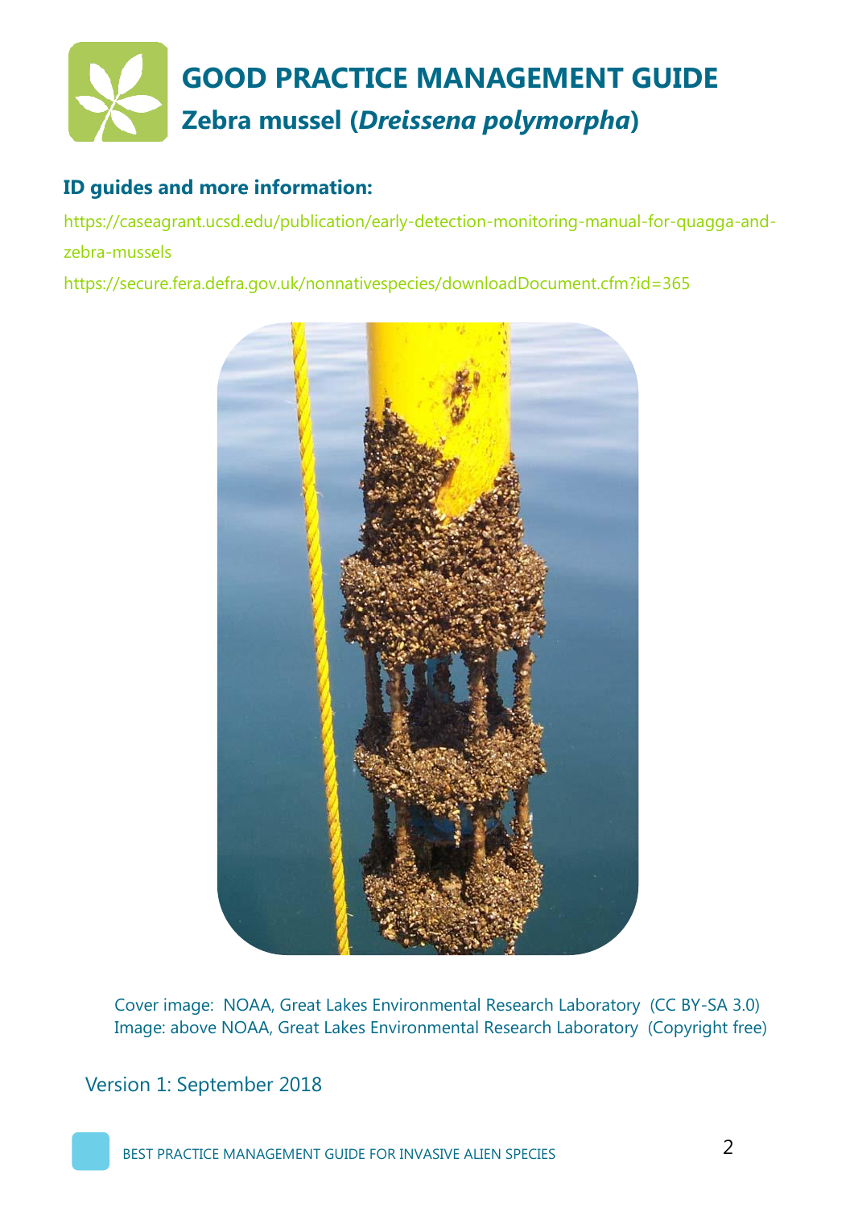# GOOD PRACTICE MANAGEMENT GUIDE

## Zebra mussel (*Dreissena polymorpha*)

### ID guides and more information:

https://caseagrant.ucsd.edu/publication/early-detection-monitoring-manual-for-quagga-and-zebra-mussels

https://secure.fera.defra.gov.uk/nonnativespecies/downloadDocument.cfm?id=365

Cover image: NOAA, Great Lakes Environmental Research Laboratory (CC BY-SA 3.0)
Image: above NOAA, Great Lakes Environmental Research Laboratory (Copyright free)

Version 1: September 2018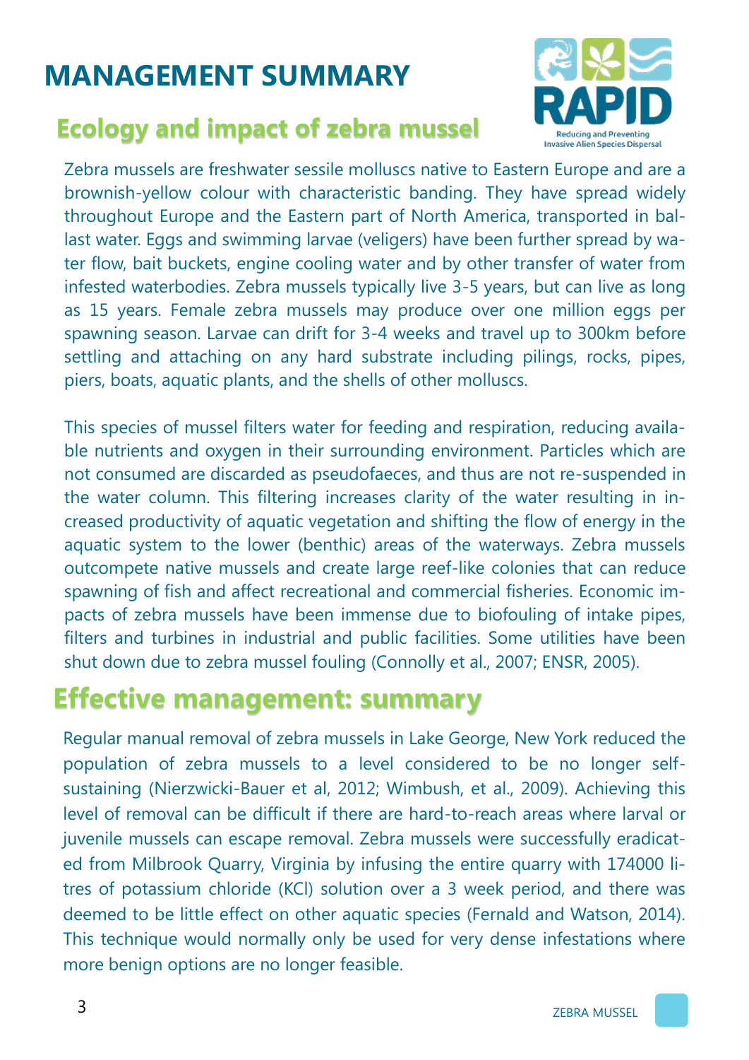# MANAGEMENT SUMMARY

## Ecology and impact of zebra mussel

Zebra mussels are freshwater sessile molluscs native to Eastern Europe and are a brownish-yellow colour with characteristic banding. They have spread widely throughout Europe and the Eastern part of North America, transported in ballast water. Eggs and swimming larvae (veligers) have been further spread by water flow, bait buckets, engine cooling water and by other transfer of water from infested waterbodies. Zebra mussels typically live 3-5 years, but can live as long as 15 years. Female zebra mussels may produce over one million eggs per spawning season. Larvae can drift for 3-4 weeks and travel up to 300km before settling and attaching on any hard substrate including pilings, rocks, pipes, piers, boats, aquatic plants, and the shells of other molluscs.

This species of mussel filters water for feeding and respiration, reducing available nutrients and oxygen in their surrounding environment. Particles which are not consumed are discarded as pseudofaeces, and thus are not re-suspended in the water column. This filtering increases clarity of the water resulting in increased productivity of aquatic vegetation and shifting the flow of energy in the aquatic system to the lower (benthic) areas of the waterways. Zebra mussels outcompete native mussels and create large reef-like colonies that can reduce spawning of fish and affect recreational and commercial fisheries. Economic impacts of zebra mussels have been immense due to biofouling of intake pipes, filters and turbines in industrial and public facilities. Some utilities have been shut down due to zebra mussel fouling (Connolly et al., 2007; ENSR, 2005).

## Effective management: summary

Regular manual removal of zebra mussels in Lake George, New York reduced the population of zebra mussels to a level considered to be no longer self-sustaining (Nierzwicki-Bauer et al, 2012; Wimbush, et al., 2009). Achieving this level of removal can be difficult if there are hard-to-reach areas where larval or juvenile mussels can escape removal. Zebra mussels were successfully eradicated from Milbrook Quarry, Virginia by infusing the entire quarry with 174000 litres of potassium chloride (KCl) solution over a 3 week period, and there was deemed to be little effect on other aquatic species (Fernald and Watson, 2014). This technique would normally only be used for very dense infestations where more benign options are no longer feasible.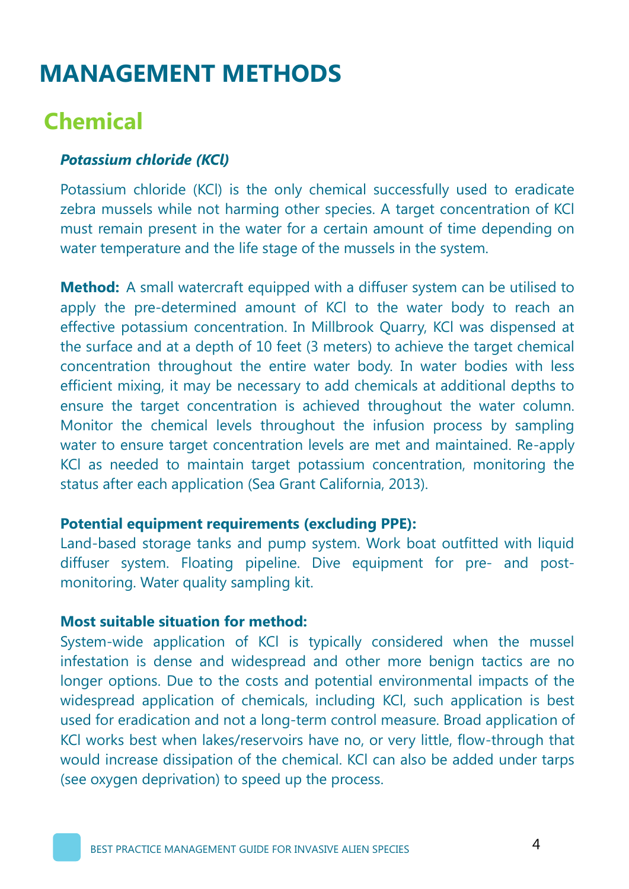# MANAGEMENT METHODS

## Chemical

***Potassium chloride (KCl)***

Potassium chloride (KCl) is the only chemical successfully used to eradicate zebra mussels while not harming other species. A target concentration of KCl must remain present in the water for a certain amount of time depending on water temperature and the life stage of the mussels in the system.

**Method:** A small watercraft equipped with a diffuser system can be utilised to apply the pre-determined amount of KCl to the water body to reach an effective potassium concentration. In Millbrook Quarry, KCl was dispensed at the surface and at a depth of 10 feet (3 meters) to achieve the target chemical concentration throughout the entire water body. In water bodies with less efficient mixing, it may be necessary to add chemicals at additional depths to ensure the target concentration is achieved throughout the water column. Monitor the chemical levels throughout the infusion process by sampling water to ensure target concentration levels are met and maintained. Re-apply KCl as needed to maintain target potassium concentration, monitoring the status after each application (Sea Grant California, 2013).

**Potential equipment requirements (excluding PPE):**
Land-based storage tanks and pump system. Work boat outfitted with liquid diffuser system. Floating pipeline. Dive equipment for pre- and post-monitoring. Water quality sampling kit.

**Most suitable situation for method:**
System-wide application of KCl is typically considered when the mussel infestation is dense and widespread and other more benign tactics are no longer options. Due to the costs and potential environmental impacts of the widespread application of chemicals, including KCl, such application is best used for eradication and not a long-term control measure. Broad application of KCl works best when lakes/reservoirs have no, or very little, flow-through that would increase dissipation of the chemical. KCl can also be added under tarps (see oxygen deprivation) to speed up the process.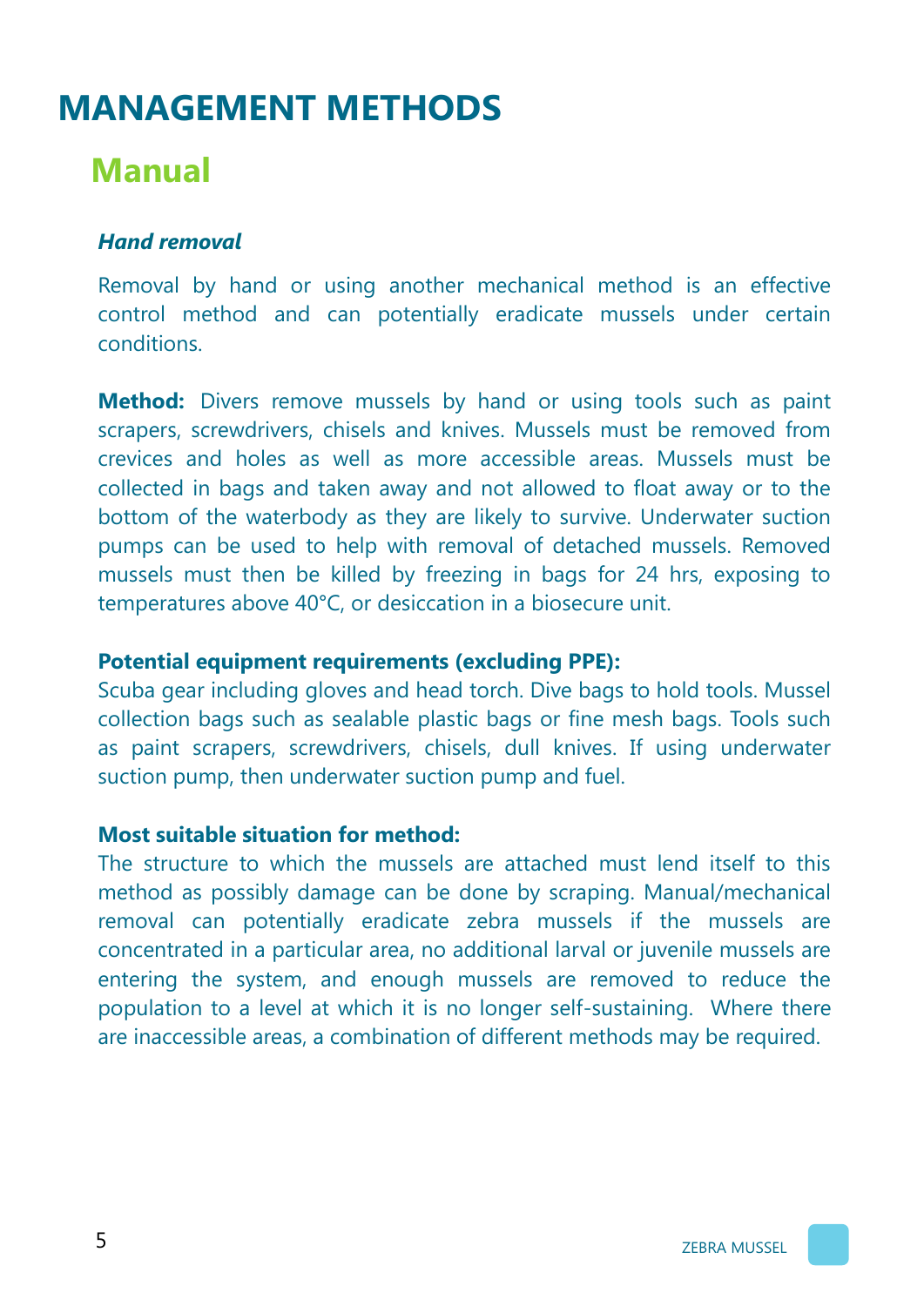# MANAGEMENT METHODS

## Manual

### *Hand removal*

Removal by hand or using another mechanical method is an effective control method and can potentially eradicate mussels under certain conditions.

**Method:** Divers remove mussels by hand or using tools such as paint scrapers, screwdrivers, chisels and knives. Mussels must be removed from crevices and holes as well as more accessible areas. Mussels must be collected in bags and taken away and not allowed to float away or to the bottom of the waterbody as they are likely to survive. Underwater suction pumps can be used to help with removal of detached mussels. Removed mussels must then be killed by freezing in bags for 24 hrs, exposing to temperatures above 40°C, or desiccation in a biosecure unit.

**Potential equipment requirements (excluding PPE):**
Scuba gear including gloves and head torch. Dive bags to hold tools. Mussel collection bags such as sealable plastic bags or fine mesh bags. Tools such as paint scrapers, screwdrivers, chisels, dull knives. If using underwater suction pump, then underwater suction pump and fuel.

**Most suitable situation for method:**
The structure to which the mussels are attached must lend itself to this method as possibly damage can be done by scraping. Manual/mechanical removal can potentially eradicate zebra mussels if the mussels are concentrated in a particular area, no additional larval or juvenile mussels are entering the system, and enough mussels are removed to reduce the population to a level at which it is no longer self-sustaining. Where there are inaccessible areas, a combination of different methods may be required.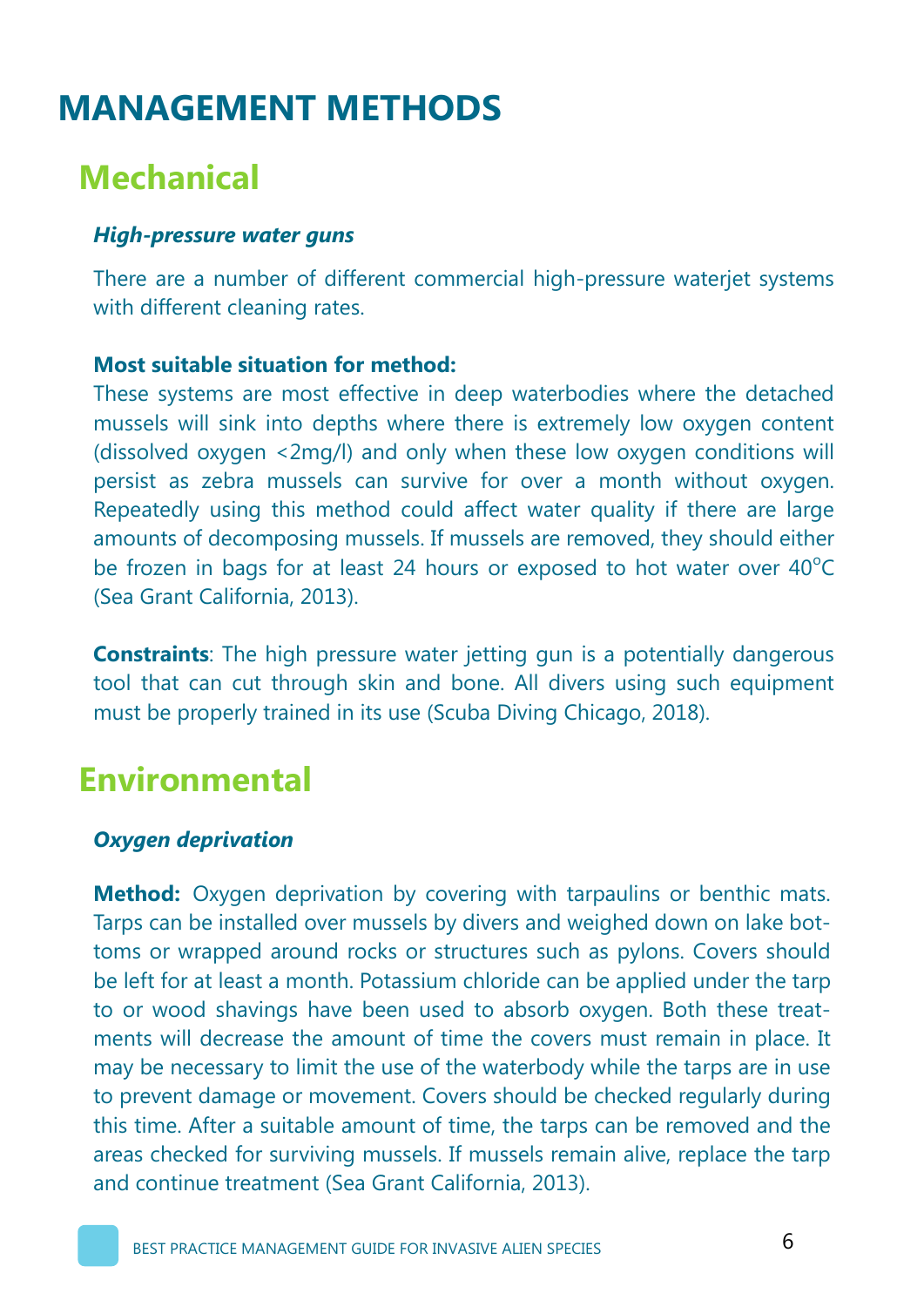# MANAGEMENT METHODS

## Mechanical

***High-pressure water guns***

There are a number of different commercial high-pressure waterjet systems with different cleaning rates.

**Most suitable situation for method:**
These systems are most effective in deep waterbodies where the detached mussels will sink into depths where there is extremely low oxygen content (dissolved oxygen <2mg/l) and only when these low oxygen conditions will persist as zebra mussels can survive for over a month without oxygen. Repeatedly using this method could affect water quality if there are large amounts of decomposing mussels. If mussels are removed, they should either be frozen in bags for at least 24 hours or exposed to hot water over 40°C (Sea Grant California, 2013).

**Constraints**: The high pressure water jetting gun is a potentially dangerous tool that can cut through skin and bone. All divers using such equipment must be properly trained in its use (Scuba Diving Chicago, 2018).

## Environmental

***Oxygen deprivation***

**Method:** Oxygen deprivation by covering with tarpaulins or benthic mats. Tarps can be installed over mussels by divers and weighed down on lake bottoms or wrapped around rocks or structures such as pylons. Covers should be left for at least a month. Potassium chloride can be applied under the tarp to or wood shavings have been used to absorb oxygen. Both these treatments will decrease the amount of time the covers must remain in place. It may be necessary to limit the use of the waterbody while the tarps are in use to prevent damage or movement. Covers should be checked regularly during this time. After a suitable amount of time, the tarps can be removed and the areas checked for surviving mussels. If mussels remain alive, replace the tarp and continue treatment (Sea Grant California, 2013).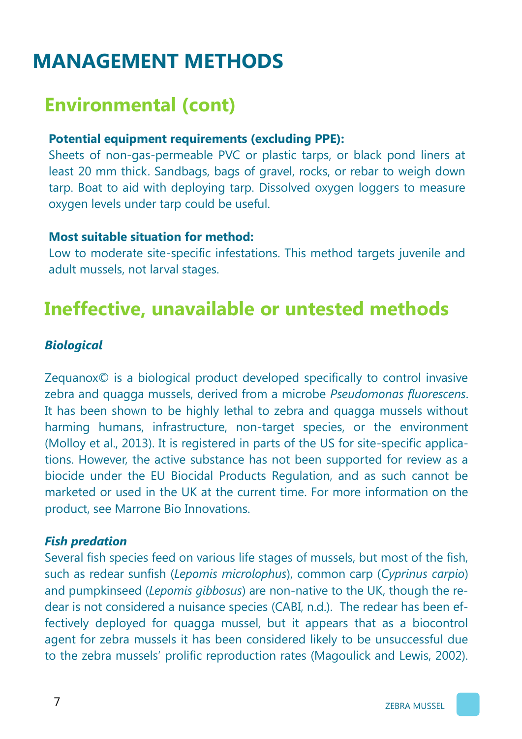# MANAGEMENT METHODS

## Environmental (cont)

**Potential equipment requirements (excluding PPE):**
Sheets of non-gas-permeable PVC or plastic tarps, or black pond liners at least 20 mm thick. Sandbags, bags of gravel, rocks, or rebar to weigh down tarp. Boat to aid with deploying tarp. Dissolved oxygen loggers to measure oxygen levels under tarp could be useful.

**Most suitable situation for method:**
Low to moderate site-specific infestations. This method targets juvenile and adult mussels, not larval stages.

## Ineffective, unavailable or untested methods

***Biological***

Zequanox© is a biological product developed specifically to control invasive zebra and quagga mussels, derived from a microbe *Pseudomonas fluorescens*. It has been shown to be highly lethal to zebra and quagga mussels without harming humans, infrastructure, non-target species, or the environment (Molloy et al., 2013). It is registered in parts of the US for site-specific applications. However, the active substance has not been supported for review as a biocide under the EU Biocidal Products Regulation, and as such cannot be marketed or used in the UK at the current time. For more information on the product, see Marrone Bio Innovations.

***Fish predation***

Several fish species feed on various life stages of mussels, but most of the fish, such as redear sunfish (*Lepomis microlophus*), common carp (*Cyprinus carpio*) and pumpkinseed (*Lepomis gibbosus*) are non-native to the UK, though the redear is not considered a nuisance species (CABI, n.d.). The redear has been effectively deployed for quagga mussel, but it appears that as a biocontrol agent for zebra mussels it has been considered likely to be unsuccessful due to the zebra mussels' prolific reproduction rates (Magoulick and Lewis, 2002).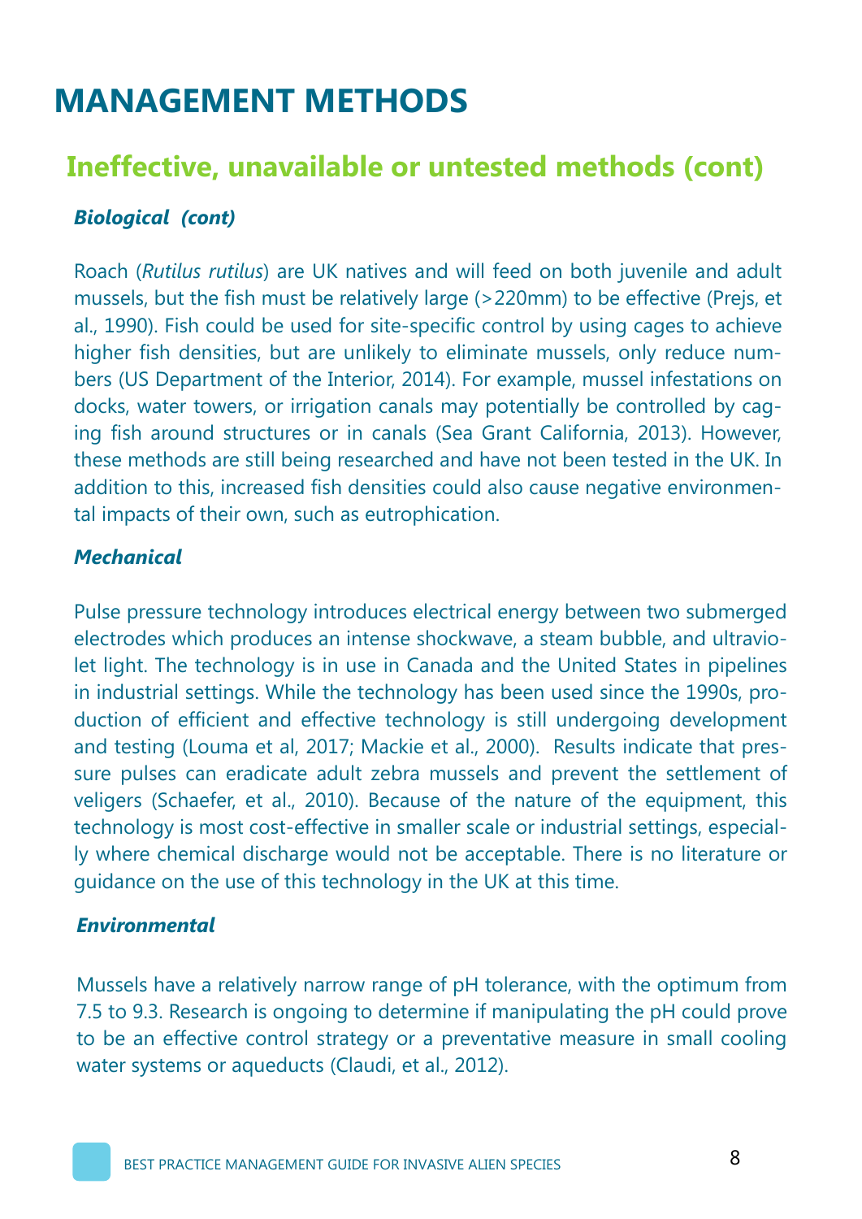# MANAGEMENT METHODS

## Ineffective, unavailable or untested methods (cont)

### *Biological (cont)*

Roach (*Rutilus rutilus*) are UK natives and will feed on both juvenile and adult mussels, but the fish must be relatively large (>220mm) to be effective (Prejs, et al., 1990). Fish could be used for site-specific control by using cages to achieve higher fish densities, but are unlikely to eliminate mussels, only reduce numbers (US Department of the Interior, 2014). For example, mussel infestations on docks, water towers, or irrigation canals may potentially be controlled by caging fish around structures or in canals (Sea Grant California, 2013). However, these methods are still being researched and have not been tested in the UK. In addition to this, increased fish densities could also cause negative environmental impacts of their own, such as eutrophication.

### *Mechanical*

Pulse pressure technology introduces electrical energy between two submerged electrodes which produces an intense shockwave, a steam bubble, and ultraviolet light. The technology is in use in Canada and the United States in pipelines in industrial settings. While the technology has been used since the 1990s, production of efficient and effective technology is still undergoing development and testing (Louma et al, 2017; Mackie et al., 2000). Results indicate that pressure pulses can eradicate adult zebra mussels and prevent the settlement of veligers (Schaefer, et al., 2010). Because of the nature of the equipment, this technology is most cost-effective in smaller scale or industrial settings, especially where chemical discharge would not be acceptable. There is no literature or guidance on the use of this technology in the UK at this time.

### *Environmental*

Mussels have a relatively narrow range of pH tolerance, with the optimum from 7.5 to 9.3. Research is ongoing to determine if manipulating the pH could prove to be an effective control strategy or a preventative measure in small cooling water systems or aqueducts (Claudi, et al., 2012).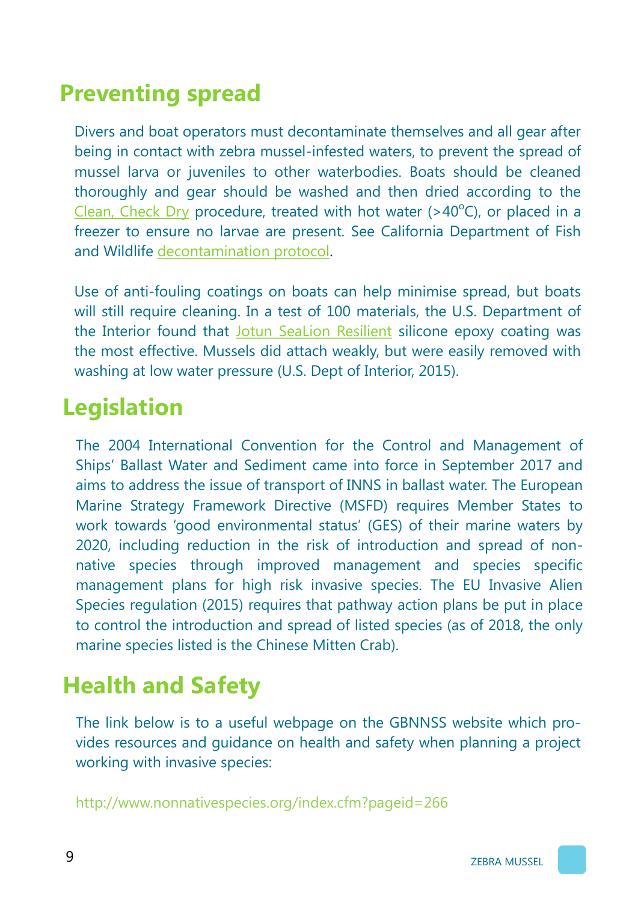## Preventing spread

Divers and boat operators must decontaminate themselves and all gear after being in contact with zebra mussel-infested waters, to prevent the spread of mussel larva or juveniles to other waterbodies. Boats should be cleaned thoroughly and gear should be washed and then dried according to the Clean, Check Dry procedure, treated with hot water (>40°C), or placed in a freezer to ensure no larvae are present. See California Department of Fish and Wildlife decontamination protocol.

Use of anti-fouling coatings on boats can help minimise spread, but boats will still require cleaning. In a test of 100 materials, the U.S. Department of the Interior found that Jotun SeaLion Resilient silicone epoxy coating was the most effective. Mussels did attach weakly, but were easily removed with washing at low water pressure (U.S. Dept of Interior, 2015).

## Legislation

The 2004 International Convention for the Control and Management of Ships' Ballast Water and Sediment came into force in September 2017 and aims to address the issue of transport of INNS in ballast water. The European Marine Strategy Framework Directive (MSFD) requires Member States to work towards 'good environmental status' (GES) of their marine waters by 2020, including reduction in the risk of introduction and spread of non-native species through improved management and species specific management plans for high risk invasive species. The EU Invasive Alien Species regulation (2015) requires that pathway action plans be put in place to control the introduction and spread of listed species (as of 2018, the only marine species listed is the Chinese Mitten Crab).

## Health and Safety

The link below is to a useful webpage on the GBNNSS website which provides resources and guidance on health and safety when planning a project working with invasive species:

http://www.nonnativespecies.org/index.cfm?pageid=266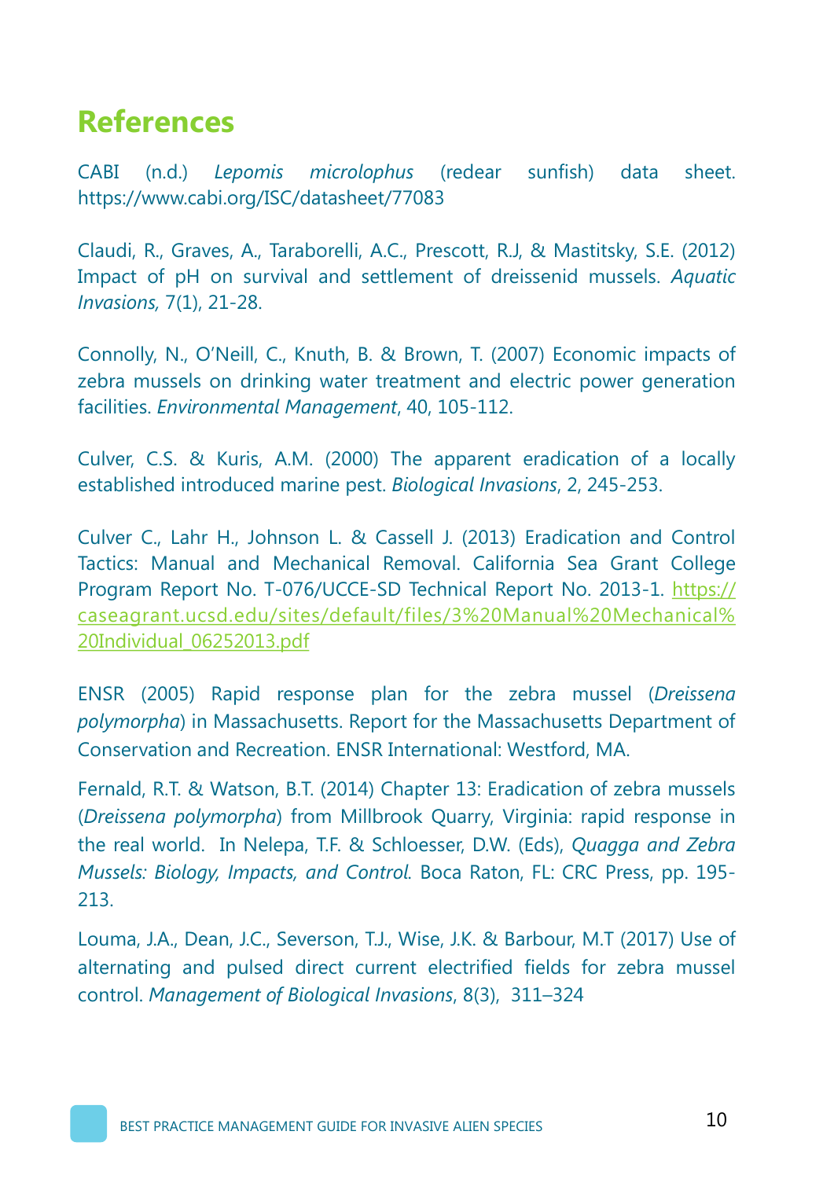# References

CABI (n.d.) *Lepomis microlophus* (redear sunfish) data sheet. https://www.cabi.org/ISC/datasheet/77083

Claudi, R., Graves, A., Taraborelli, A.C., Prescott, R.J, & Mastitsky, S.E. (2012) Impact of pH on survival and settlement of dreissenid mussels. *Aquatic Invasions*, 7(1), 21-28.

Connolly, N., O'Neill, C., Knuth, B. & Brown, T. (2007) Economic impacts of zebra mussels on drinking water treatment and electric power generation facilities. *Environmental Management*, 40, 105-112.

Culver, C.S. & Kuris, A.M. (2000) The apparent eradication of a locally established introduced marine pest. *Biological Invasions*, 2, 245-253.

Culver C., Lahr H., Johnson L. & Cassell J. (2013) Eradication and Control Tactics: Manual and Mechanical Removal. California Sea Grant College Program Report No. T-076/UCCE-SD Technical Report No. 2013-1. https://caseagrant.ucsd.edu/sites/default/files/3%20Manual%20Mechanical%20Individual_06252013.pdf

ENSR (2005) Rapid response plan for the zebra mussel (*Dreissena polymorpha*) in Massachusetts. Report for the Massachusetts Department of Conservation and Recreation. ENSR International: Westford, MA.

Fernald, R.T. & Watson, B.T. (2014) Chapter 13: Eradication of zebra mussels (*Dreissena polymorpha*) from Millbrook Quarry, Virginia: rapid response in the real world. In Nelepa, T.F. & Schloesser, D.W. (Eds), *Quagga and Zebra Mussels: Biology, Impacts, and Control*. Boca Raton, FL: CRC Press, pp. 195-213.

Louma, J.A., Dean, J.C., Severson, T.J., Wise, J.K. & Barbour, M.T (2017) Use of alternating and pulsed direct current electrified fields for zebra mussel control. *Management of Biological Invasions*, 8(3), 311–324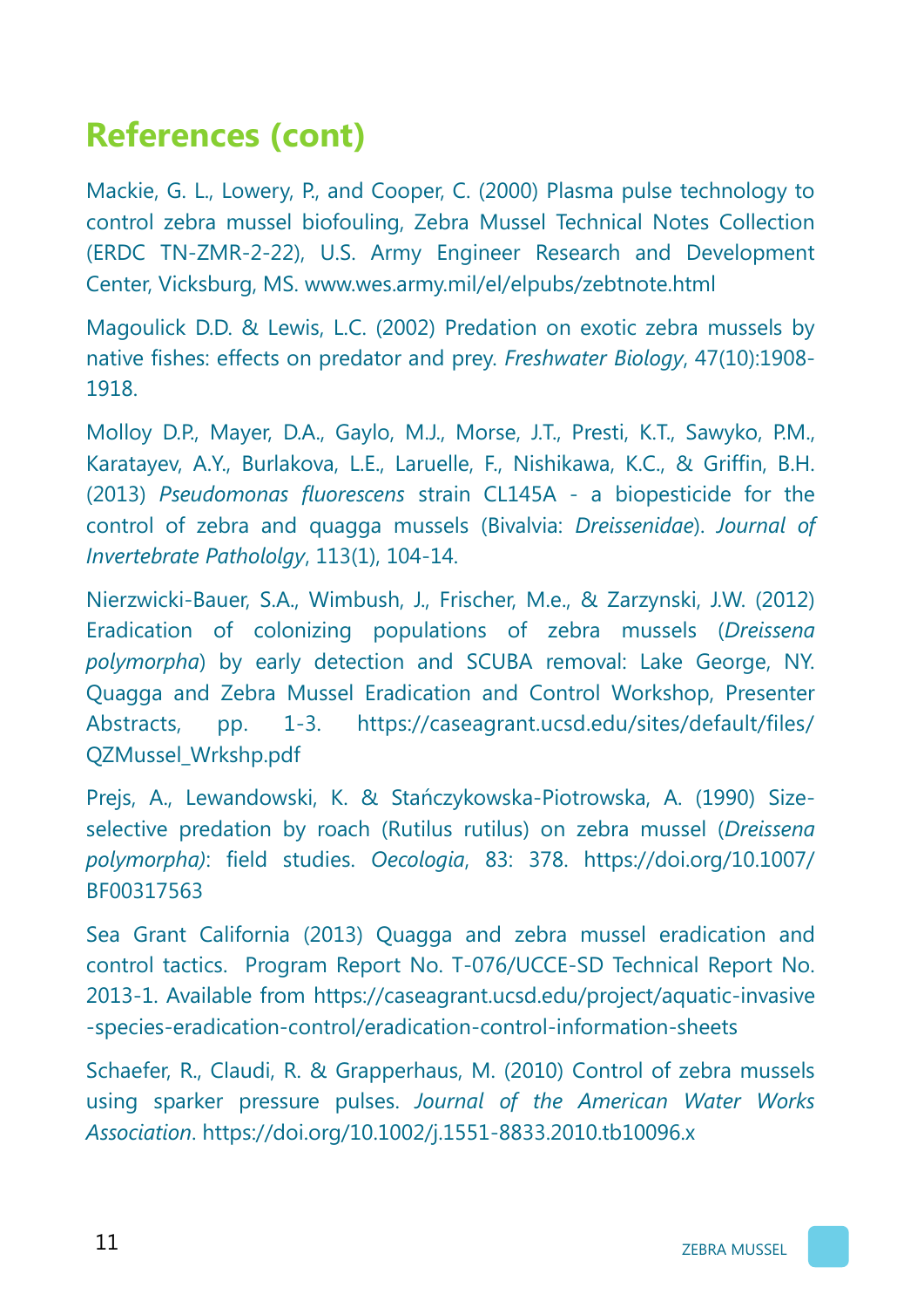## References (cont)

Mackie, G. L., Lowery, P., and Cooper, C. (2000) Plasma pulse technology to control zebra mussel biofouling, Zebra Mussel Technical Notes Collection (ERDC TN-ZMR-2-22), U.S. Army Engineer Research and Development Center, Vicksburg, MS. www.wes.army.mil/el/elpubs/zebtnote.html

Magoulick D.D. & Lewis, L.C. (2002) Predation on exotic zebra mussels by native fishes: effects on predator and prey. *Freshwater Biology*, 47(10):1908-1918.

Molloy D.P., Mayer, D.A., Gaylo, M.J., Morse, J.T., Presti, K.T., Sawyko, P.M., Karatayev, A.Y., Burlakova, L.E., Laruelle, F., Nishikawa, K.C., & Griffin, B.H. (2013) *Pseudomonas fluorescens* strain CL145A - a biopesticide for the control of zebra and quagga mussels (Bivalvia: *Dreissenidae*). *Journal of Invertebrate Pathololgy*, 113(1), 104-14.

Nierzwicki-Bauer, S.A., Wimbush, J., Frischer, M.e., & Zarzynski, J.W. (2012) Eradication of colonizing populations of zebra mussels (*Dreissena polymorpha*) by early detection and SCUBA removal: Lake George, NY. Quagga and Zebra Mussel Eradication and Control Workshop, Presenter Abstracts, pp. 1-3. https://caseagrant.ucsd.edu/sites/default/files/QZMussel_Wrkshp.pdf

Prejs, A., Lewandowski, K. & Stańczykowska-Piotrowska, A. (1990) Size-selective predation by roach (Rutilus rutilus) on zebra mussel (*Dreissena polymorpha)*: field studies. *Oecologia*, 83: 378. https://doi.org/10.1007/BF00317563

Sea Grant California (2013) Quagga and zebra mussel eradication and control tactics. Program Report No. T-076/UCCE-SD Technical Report No. 2013-1. Available from https://caseagrant.ucsd.edu/project/aquatic-invasive-species-eradication-control/eradication-control-information-sheets

Schaefer, R., Claudi, R. & Grapperhaus, M. (2010) Control of zebra mussels using sparker pressure pulses. *Journal of the American Water Works Association*. https://doi.org/10.1002/j.1551-8833.2010.tb10096.x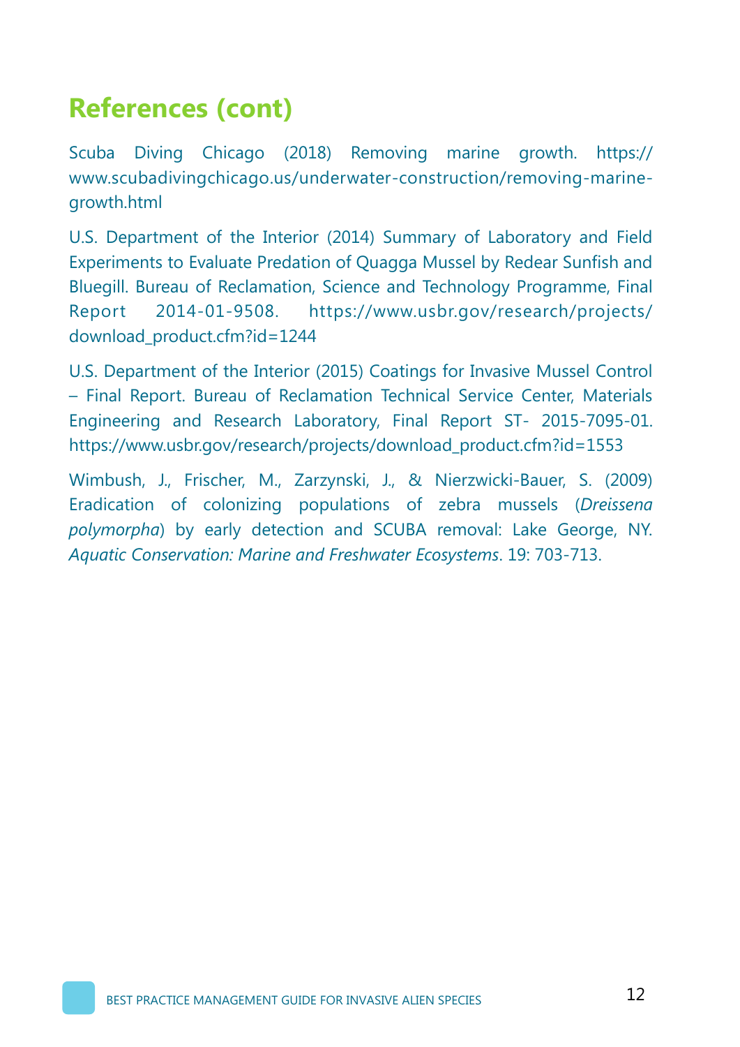## References (cont)

Scuba Diving Chicago (2018) Removing marine growth. https://www.scubadivingchicago.us/underwater-construction/removing-marine-growth.html

U.S. Department of the Interior (2014) Summary of Laboratory and Field Experiments to Evaluate Predation of Quagga Mussel by Redear Sunfish and Bluegill. Bureau of Reclamation, Science and Technology Programme, Final Report 2014-01-9508. https://www.usbr.gov/research/projects/download_product.cfm?id=1244

U.S. Department of the Interior (2015) Coatings for Invasive Mussel Control – Final Report. Bureau of Reclamation Technical Service Center, Materials Engineering and Research Laboratory, Final Report ST- 2015-7095-01. https://www.usbr.gov/research/projects/download_product.cfm?id=1553

Wimbush, J., Frischer, M., Zarzynski, J., & Nierzwicki-Bauer, S. (2009) Eradication of colonizing populations of zebra mussels (*Dreissena polymorpha*) by early detection and SCUBA removal: Lake George, NY. *Aquatic Conservation: Marine and Freshwater Ecosystems*. 19: 703-713.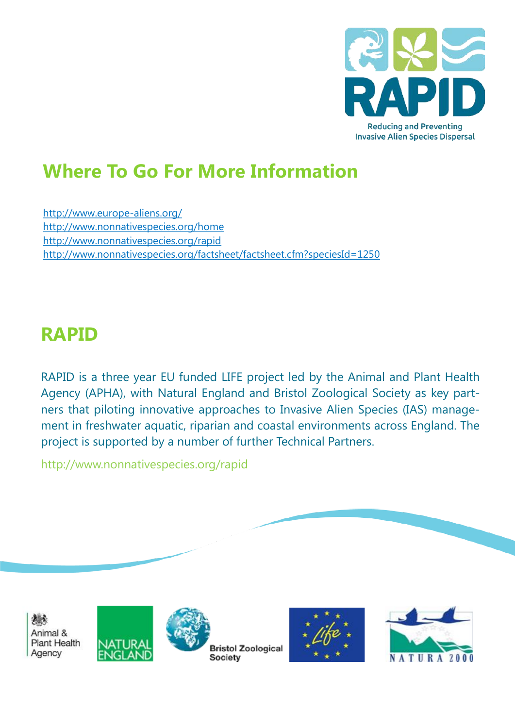RAPID

Reducing and Preventing Invasive Alien Species Dispersal

## Where To Go For More Information

http://www.europe-aliens.org/
http://www.nonnativespecies.org/home
http://www.nonnativespecies.org/rapid
http://www.nonnativespecies.org/factsheet/factsheet.cfm?speciesId=1250

## RAPID

RAPID is a three year EU funded LIFE project led by the Animal and Plant Health Agency (APHA), with Natural England and Bristol Zoological Society as key partners that piloting innovative approaches to Invasive Alien Species (IAS) management in freshwater aquatic, riparian and coastal environments across England. The project is supported by a number of further Technical Partners.

http://www.nonnativespecies.org/rapid

Animal & Plant Health Agency

NATURAL ENGLAND

Bristol Zoological Society

Life

NATURA 2000